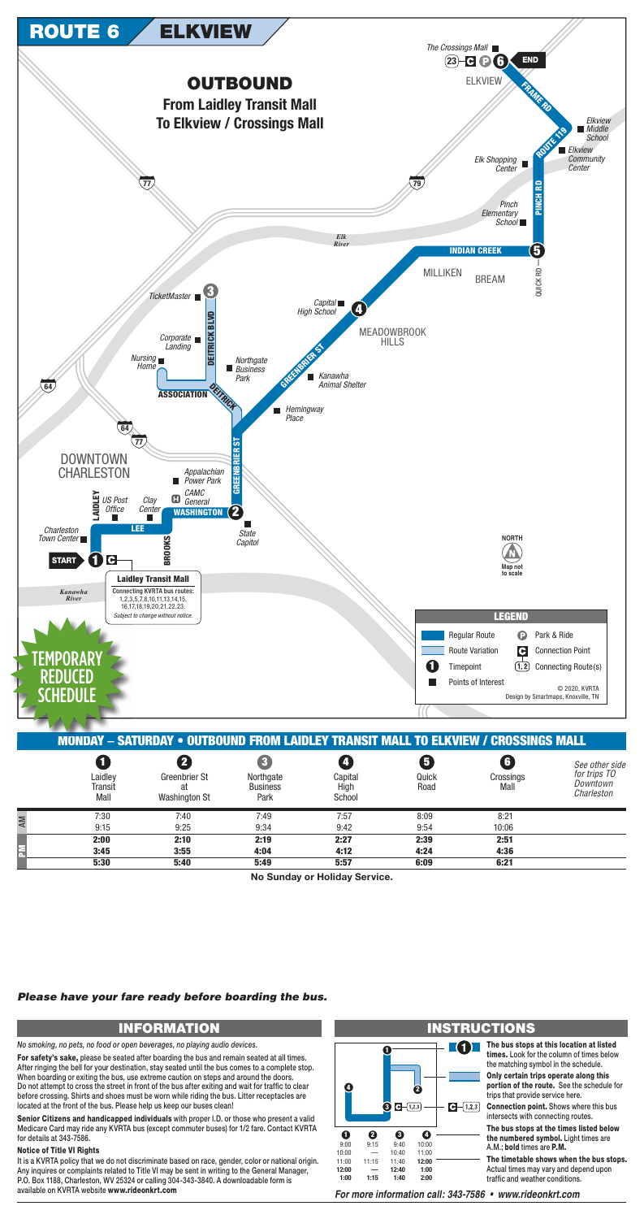# ROUTE 6 ELKVIEW

## OUTBOUND

**From Laidley Transit Mall**
**To Elkview / Crossings Mall**

The Crossings Mall — 23 C P 6 END

ELKVIEW · FRAME RD · ROUTE 119 · Elkview Middle School · Elkview Community Center · Elk Shopping Center · PINCH RD · Pinch Elementary School · INDIAN CREEK 5 · QUICK RD · MILLIKEN · BREAM · Elk River · Capital High School 4 · MEADOWBROOK HILLS · GREENBRIER ST · Kanawha Animal Shelter · Hemingway Place · TicketMaster 3 · DEITRICK BLVD · Corporate Landing · Nursing Home · Northgate Business Park · ASSOCIATION · DEITRICK · DOWNTOWN CHARLESTON · Appalachian Power Park · CAMC General · LAIDLEY · US Post Office · Clay Center · WASHINGTON 2 · State Capitol · LEE · BROOKS · Charleston Town Center · START 1 C · Kanawha River

**Laidley Transit Mall**
Connecting KVRTA bus routes: 1,2,3,5,7,8,10,11,13,14,15, 16,17,18,19,20,21,22,23.
*Subject to change without notice.*

NORTH — Map not to scale

**LEGEND**
- Regular Route
- Route Variation
- Timepoint
- Points of Interest
- P Park & Ride
- C Connection Point
- (1,2) Connecting Route(s)

© 2020, KVRTA
Design by Smartmaps, Knoxville, TN

**TEMPORARY REDUCED SCHEDULE**

## MONDAY – SATURDAY • OUTBOUND FROM LAIDLEY TRANSIT MALL TO ELKVIEW / CROSSINGS MALL

| | 1 Laidley Transit Mall | 2 Greenbrier St at Washington St | 3 Northgate Business Park | 4 Capital High School | 5 Quick Road | 6 Crossings Mall | *See other side for trips TO Downtown Charleston* |
|---|---|---|---|---|---|---|---|
| AM | 7:30 | 7:40 | 7:49 | 7:57 | 8:09 | 8:21 | |
| AM | 9:15 | 9:25 | 9:34 | 9:42 | 9:54 | 10:06 | |
| PM | **2:00** | **2:10** | **2:19** | **2:27** | **2:39** | **2:51** | |
| PM | **3:45** | **3:55** | **4:04** | **4:12** | **4:24** | **4:36** | |
| PM | **5:30** | **5:40** | **5:49** | **5:57** | **6:09** | **6:21** | |

**No Sunday or Holiday Service.**

***Please have your fare ready before boarding the bus.***

## INFORMATION

*No smoking, no pets, no food or open beverages, no playing audio devices.*

**For safety's sake,** please be seated after boarding the bus and remain seated at all times. After ringing the bell for your destination, stay seated until the bus comes to a complete stop. When boarding or exiting the bus, use extreme caution on steps and around the doors. Do not attempt to cross the street in front of the bus after exiting and wait for traffic to clear before crossing. Shirts and shoes must be worn while riding the bus. Litter receptacles are located at the front of the bus. Please help us keep our buses clean!

**Senior Citizens and handicapped individuals** with your proper I.D. or those who present a valid Medicare Card may ride any KVRTA bus (except commuter buses) for 1/2 fare. Contact KVRTA for details at 343-7586.

**Notice of Title VI Rights**

It is a KVRTA policy that we do not discriminate based on race, gender, color or national origin. Any inquires or complaints related to Title VI may be sent in writing to the General Manager, P.O. Box 1188, Charleston, WV 25324 or calling 304-343-3840. A downloadable form is available on KVRTA website **www.rideonkrt.com**

## INSTRUCTIONS

| 1 | 2 | 3 | 4 |
|---|---|---|---|
| 9:00 | 9:15 | 9:40 | 10:00 |
| 10:00 | — | 10:40 | 11:00 |
| 11:00 | 11:15 | 11:40 | **12:00** |
| **12:00** | — | **12:40** | **1:00** |
| **1:00** | **1:15** | **1:40** | **2:00** |

**The bus stops at this location at listed times.** Look for the matching symbol in the schedule.

**Only certain trips operate along this portion of the route.** See the schedule for trips that provide service here.

**Connection point.** Shows where this bus intersects with connecting routes.

**The bus stops at the times listed below the numbered symbol.** Light times are A.M.; **bold** times are **P.M.**

**The timetable shows when the bus stops.** Actual times may vary and depend upon traffic and weather conditions.

***For more information call: 343-7586 • www.rideonkrt.com***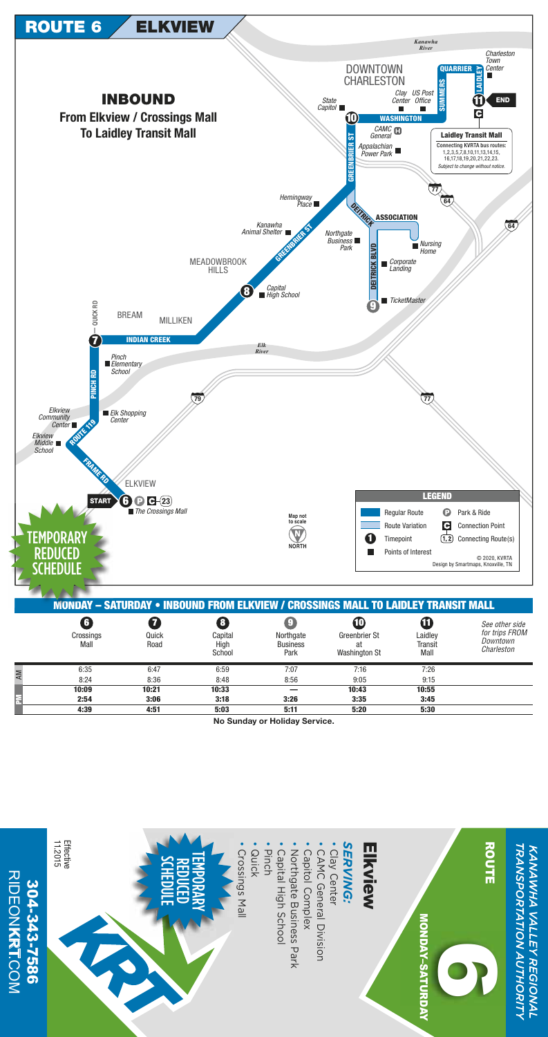# ROUTE 6 ELKVIEW

## INBOUND

**From Elkview / Crossings Mall To Laidley Transit Mall**

DOWNTOWN CHARLESTON

Kanawha River

Charleston Town Center

QUARRIER

LAIDLEY

SUMMERS

Clay Center

US Post Office

State Capitol

WASHINGTON

END

CAMC General

Appalachian Power Park

GREENBRIER ST

**Laidley Transit Mall**

Connecting KVRTA bus routes: 1,2,3,5,7,8,10,11,13,14,15, 16,17,18,19,20,21,22,23.

*Subject to change without notice.*

Hemingway Place

Kanawha Animal Shelter

GREENBRIER ST

Northgate Business Park

DEITRICK

ASSOCIATION

DEITRICK BLVD

Nursing Home

Corporate Landing

TicketMaster

MEADOWBROOK HILLS

Capital High School

QUICK RD

BREAM

MILLIKEN

INDIAN CREEK

Elk River

Pinch Elementary School

PINCH RD

Elk Shopping Center

Elkview Community Center

Elkview Middle School

ROUTE 119

FRAME RD

ELKVIEW

START

The Crossings Mall

Map not to scale

NORTH

**LEGEND**

Regular Route

Route Variation

Timepoint

Points of Interest

Park & Ride

Connection Point

Connecting Route(s)

© 2020, KVRTA

Design by Smartmaps, Knoxville, TN

TEMPORARY REDUCED SCHEDULE

### MONDAY – SATURDAY • INBOUND FROM ELKVIEW / CROSSINGS MALL TO LAIDLEY TRANSIT MALL

| | 6 Crossings Mall | 7 Quick Road | 8 Capital High School | 9 Northgate Business Park | 10 Greenbrier St at Washington St | 11 Laidley Transit Mall | *See other side for trips FROM Downtown Charleston* |
|---|---|---|---|---|---|---|---|
| AM | 6:35 | 6:47 | 6:59 | 7:07 | 7:16 | 7:26 | |
| AM | 8:24 | 8:36 | 8:48 | 8:56 | 9:05 | 9:15 | |
| PM | **10:09** | **10:21** | **10:33** | **—** | **10:43** | **10:55** | |
| PM | **2:54** | **3:06** | **3:18** | **3:26** | **3:35** | **3:45** | |
| PM | **4:39** | **4:51** | **5:03** | **5:11** | **5:20** | **5:30** | |

**No Sunday or Holiday Service.**

*KANAWHA VALLEY REGIONAL TRANSPORTATION AUTHORITY*

**ROUTE 6**

**MONDAY–SATURDAY**

# Elkview

***SERVING:***

- Clay Center
- CAMC General Division
- Capitol Complex
- Northgate Business Park
- Capital High School
- Pinch
- Quick
- Crossings Mall

TEMPORARY REDUCED SCHEDULE

Effective 11.2015

KRT

**304-343-7586**

RIDEONKRT.COM